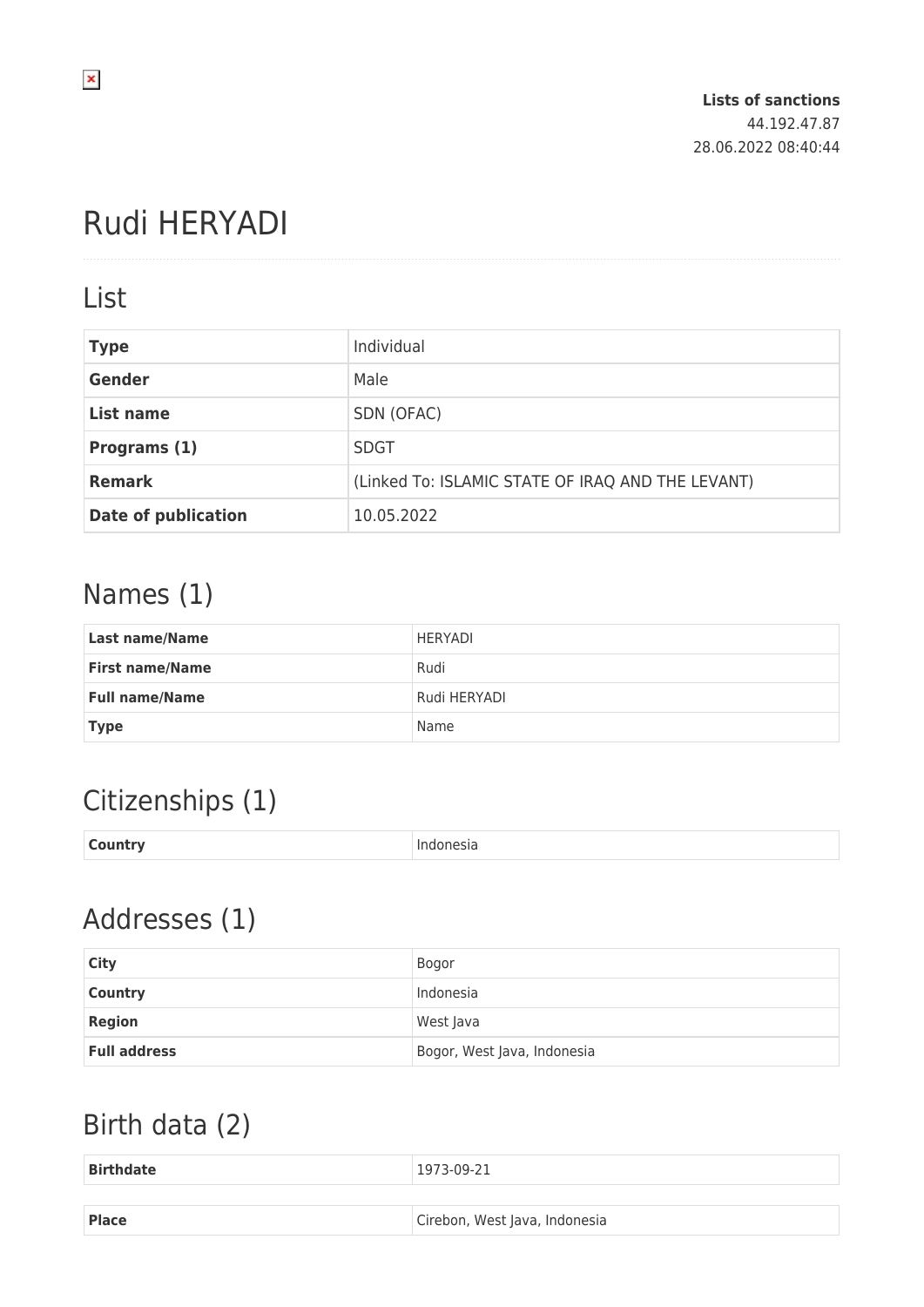**Lists of sanctions**
44.192.47.87
28.06.2022 08:40:44

# Rudi HERYADI

## List

| | |
|---|---|
| **Type** | Individual |
| **Gender** | Male |
| **List name** | SDN (OFAC) |
| **Programs (1)** | SDGT |
| **Remark** | (Linked To: ISLAMIC STATE OF IRAQ AND THE LEVANT) |
| **Date of publication** | 10.05.2022 |

## Names (1)

| | |
|---|---|
| **Last name/Name** | HERYADI |
| **First name/Name** | Rudi |
| **Full name/Name** | Rudi HERYADI |
| **Type** | Name |

## Citizenships (1)

| | |
|---|---|
| **Country** | Indonesia |

## Addresses (1)

| | |
|---|---|
| **City** | Bogor |
| **Country** | Indonesia |
| **Region** | West Java |
| **Full address** | Bogor, West Java, Indonesia |

## Birth data (2)

| | |
|---|---|
| **Birthdate** | 1973-09-21 |

| | |
|---|---|
| **Place** | Cirebon, West Java, Indonesia |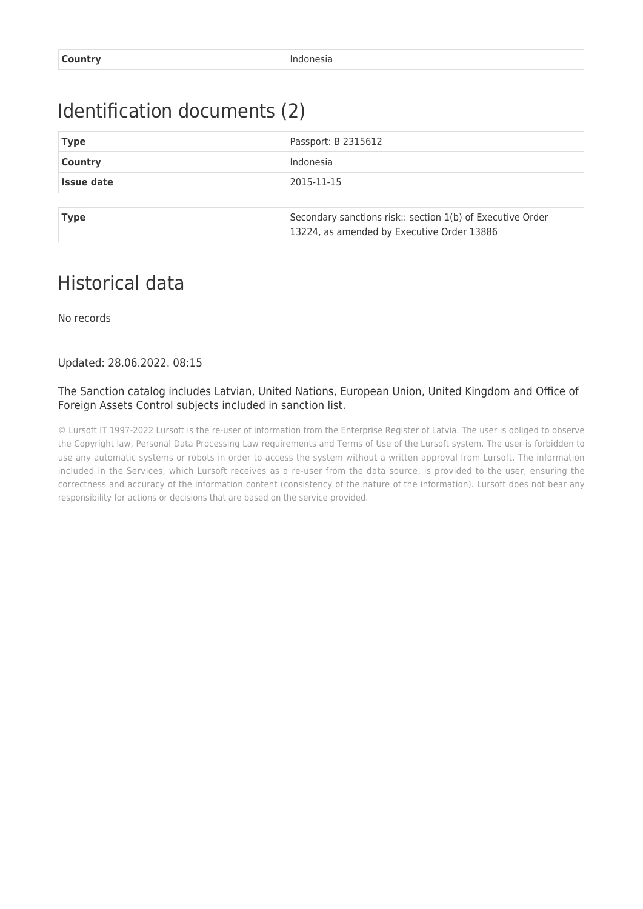| | |
|---|---|
| **Country** | Indonesia |

## Identification documents (2)

| | |
|---|---|
| **Type** | Passport: B 2315612 |
| **Country** | Indonesia |
| **Issue date** | 2015-11-15 |

| | |
|---|---|
| **Type** | Secondary sanctions risk:: section 1(b) of Executive Order 13224, as amended by Executive Order 13886 |

## Historical data

No records

Updated: 28.06.2022. 08:15

The Sanction catalog includes Latvian, United Nations, European Union, United Kingdom and Office of Foreign Assets Control subjects included in sanction list.

© Lursoft IT 1997-2022 Lursoft is the re-user of information from the Enterprise Register of Latvia. The user is obliged to observe the Copyright law, Personal Data Processing Law requirements and Terms of Use of the Lursoft system. The user is forbidden to use any automatic systems or robots in order to access the system without a written approval from Lursoft. The information included in the Services, which Lursoft receives as a re-user from the data source, is provided to the user, ensuring the correctness and accuracy of the information content (consistency of the nature of the information). Lursoft does not bear any responsibility for actions or decisions that are based on the service provided.